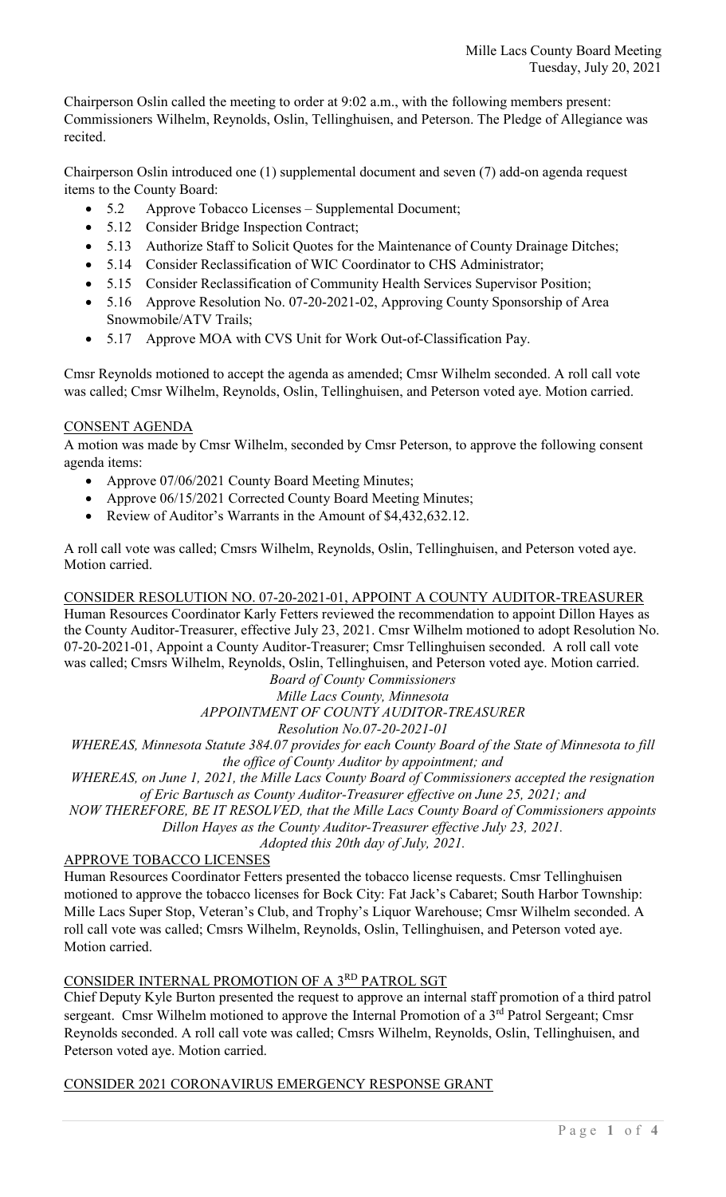Chairperson Oslin called the meeting to order at 9:02 a.m., with the following members present: Commissioners Wilhelm, Reynolds, Oslin, Tellinghuisen, and Peterson. The Pledge of Allegiance was recited.

Chairperson Oslin introduced one (1) supplemental document and seven (7) add-on agenda request items to the County Board:

- 5.2 Approve Tobacco Licenses – Supplemental Document;
- 5.12 Consider Bridge Inspection Contract;
- 5.13 Authorize Staff to Solicit Quotes for the Maintenance of County Drainage Ditches;
- 5.14 Consider Reclassification of WIC Coordinator to CHS Administrator;
- 5.15 Consider Reclassification of Community Health Services Supervisor Position;
- 5.16 Approve Resolution No. 07-20-2021-02, Approving County Sponsorship of Area Snowmobile/ATV Trails;
- 5.17 Approve MOA with CVS Unit for Work Out-of-Classification Pay.

Cmsr Reynolds motioned to accept the agenda as amended; Cmsr Wilhelm seconded. A roll call vote was called; Cmsr Wilhelm, Reynolds, Oslin, Tellinghuisen, and Peterson voted aye. Motion carried.

## CONSENT AGENDA

A motion was made by Cmsr Wilhelm, seconded by Cmsr Peterson, to approve the following consent agenda items:

- Approve 07/06/2021 County Board Meeting Minutes;
- Approve 06/15/2021 Corrected County Board Meeting Minutes;
- Review of Auditor's Warrants in the Amount of $4,432,632.12.

A roll call vote was called; Cmsrs Wilhelm, Reynolds, Oslin, Tellinghuisen, and Peterson voted aye. Motion carried.

## CONSIDER RESOLUTION NO. 07-20-2021-01, APPOINT A COUNTY AUDITOR-TREASURER

Human Resources Coordinator Karly Fetters reviewed the recommendation to appoint Dillon Hayes as the County Auditor-Treasurer, effective July 23, 2021. Cmsr Wilhelm motioned to adopt Resolution No. 07-20-2021-01, Appoint a County Auditor-Treasurer; Cmsr Tellinghuisen seconded. A roll call vote was called; Cmsrs Wilhelm, Reynolds, Oslin, Tellinghuisen, and Peterson voted aye. Motion carried.

*Board of County Commissioners*
*Mille Lacs County, Minnesota*
*APPOINTMENT OF COUNTY AUDITOR-TREASURER*
*Resolution No.07-20-2021-01*

*WHEREAS, Minnesota Statute 384.07 provides for each County Board of the State of Minnesota to fill the office of County Auditor by appointment; and*

*WHEREAS, on June 1, 2021, the Mille Lacs County Board of Commissioners accepted the resignation of Eric Bartusch as County Auditor-Treasurer effective on June 25, 2021; and*

*NOW THEREFORE, BE IT RESOLVED, that the Mille Lacs County Board of Commissioners appoints Dillon Hayes as the County Auditor-Treasurer effective July 23, 2021.*

*Adopted this 20th day of July, 2021.*

## APPROVE TOBACCO LICENSES

Human Resources Coordinator Fetters presented the tobacco license requests. Cmsr Tellinghuisen motioned to approve the tobacco licenses for Bock City: Fat Jack's Cabaret; South Harbor Township: Mille Lacs Super Stop, Veteran's Club, and Trophy's Liquor Warehouse; Cmsr Wilhelm seconded. A roll call vote was called; Cmsrs Wilhelm, Reynolds, Oslin, Tellinghuisen, and Peterson voted aye. Motion carried.

## CONSIDER INTERNAL PROMOTION OF A 3RD PATROL SGT

Chief Deputy Kyle Burton presented the request to approve an internal staff promotion of a third patrol sergeant. Cmsr Wilhelm motioned to approve the Internal Promotion of a 3rd Patrol Sergeant; Cmsr Reynolds seconded. A roll call vote was called; Cmsrs Wilhelm, Reynolds, Oslin, Tellinghuisen, and Peterson voted aye. Motion carried.

## CONSIDER 2021 CORONAVIRUS EMERGENCY RESPONSE GRANT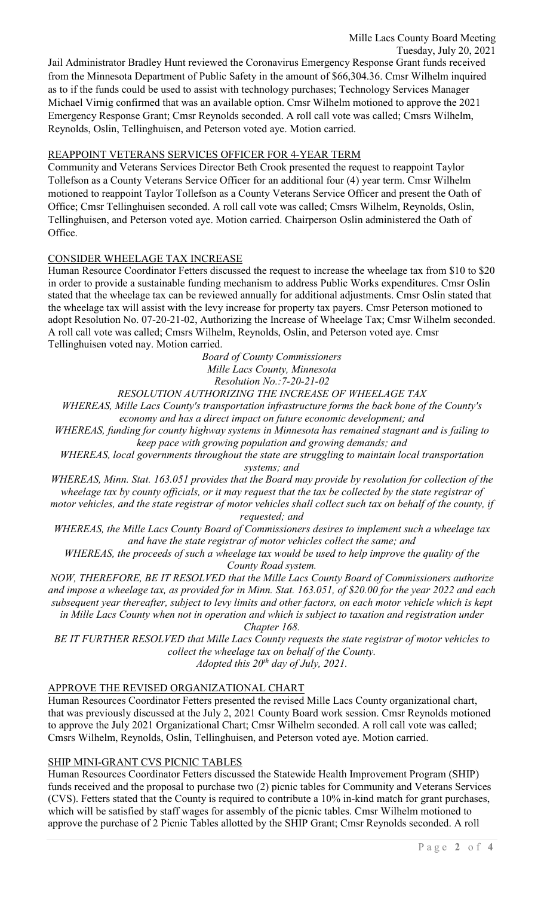Jail Administrator Bradley Hunt reviewed the Coronavirus Emergency Response Grant funds received from the Minnesota Department of Public Safety in the amount of $66,304.36. Cmsr Wilhelm inquired as to if the funds could be used to assist with technology purchases; Technology Services Manager Michael Virnig confirmed that was an available option. Cmsr Wilhelm motioned to approve the 2021 Emergency Response Grant; Cmsr Reynolds seconded. A roll call vote was called; Cmsrs Wilhelm, Reynolds, Oslin, Tellinghuisen, and Peterson voted aye. Motion carried.

## REAPPOINT VETERANS SERVICES OFFICER FOR 4-YEAR TERM

Community and Veterans Services Director Beth Crook presented the request to reappoint Taylor Tollefson as a County Veterans Service Officer for an additional four (4) year term. Cmsr Wilhelm motioned to reappoint Taylor Tollefson as a County Veterans Service Officer and present the Oath of Office; Cmsr Tellinghuisen seconded. A roll call vote was called; Cmsrs Wilhelm, Reynolds, Oslin, Tellinghuisen, and Peterson voted aye. Motion carried. Chairperson Oslin administered the Oath of Office.

## CONSIDER WHEELAGE TAX INCREASE

Human Resource Coordinator Fetters discussed the request to increase the wheelage tax from $10 to $20 in order to provide a sustainable funding mechanism to address Public Works expenditures. Cmsr Oslin stated that the wheelage tax can be reviewed annually for additional adjustments. Cmsr Oslin stated that the wheelage tax will assist with the levy increase for property tax payers. Cmsr Peterson motioned to adopt Resolution No. 07-20-21-02, Authorizing the Increase of Wheelage Tax; Cmsr Wilhelm seconded. A roll call vote was called; Cmsrs Wilhelm, Reynolds, Oslin, and Peterson voted aye. Cmsr Tellinghuisen voted nay. Motion carried.

*Board of County Commissioners*
*Mille Lacs County, Minnesota*
*Resolution No.:7-20-21-02*

*RESOLUTION AUTHORIZING THE INCREASE OF WHEELAGE TAX*

*WHEREAS, Mille Lacs County's transportation infrastructure forms the back bone of the County's economy and has a direct impact on future economic development; and*

*WHEREAS, funding for county highway systems in Minnesota has remained stagnant and is failing to keep pace with growing population and growing demands; and*

*WHEREAS, local governments throughout the state are struggling to maintain local transportation systems; and*

*WHEREAS, Minn. Stat. 163.051 provides that the Board may provide by resolution for collection of the wheelage tax by county officials, or it may request that the tax be collected by the state registrar of motor vehicles, and the state registrar of motor vehicles shall collect such tax on behalf of the county, if requested; and*

*WHEREAS, the Mille Lacs County Board of Commissioners desires to implement such a wheelage tax and have the state registrar of motor vehicles collect the same; and*

*WHEREAS, the proceeds of such a wheelage tax would be used to help improve the quality of the County Road system.*

*NOW, THEREFORE, BE IT RESOLVED that the Mille Lacs County Board of Commissioners authorize and impose a wheelage tax, as provided for in Minn. Stat. 163.051, of $20.00 for the year 2022 and each subsequent year thereafter, subject to levy limits and other factors, on each motor vehicle which is kept in Mille Lacs County when not in operation and which is subject to taxation and registration under Chapter 168.*

*BE IT FURTHER RESOLVED that Mille Lacs County requests the state registrar of motor vehicles to collect the wheelage tax on behalf of the County.*

*Adopted this 20th day of July, 2021.*

## APPROVE THE REVISED ORGANIZATIONAL CHART

Human Resources Coordinator Fetters presented the revised Mille Lacs County organizational chart, that was previously discussed at the July 2, 2021 County Board work session. Cmsr Reynolds motioned to approve the July 2021 Organizational Chart; Cmsr Wilhelm seconded. A roll call vote was called; Cmsrs Wilhelm, Reynolds, Oslin, Tellinghuisen, and Peterson voted aye. Motion carried.

## SHIP MINI-GRANT CVS PICNIC TABLES

Human Resources Coordinator Fetters discussed the Statewide Health Improvement Program (SHIP) funds received and the proposal to purchase two (2) picnic tables for Community and Veterans Services (CVS). Fetters stated that the County is required to contribute a 10% in-kind match for grant purchases, which will be satisfied by staff wages for assembly of the picnic tables. Cmsr Wilhelm motioned to approve the purchase of 2 Picnic Tables allotted by the SHIP Grant; Cmsr Reynolds seconded. A roll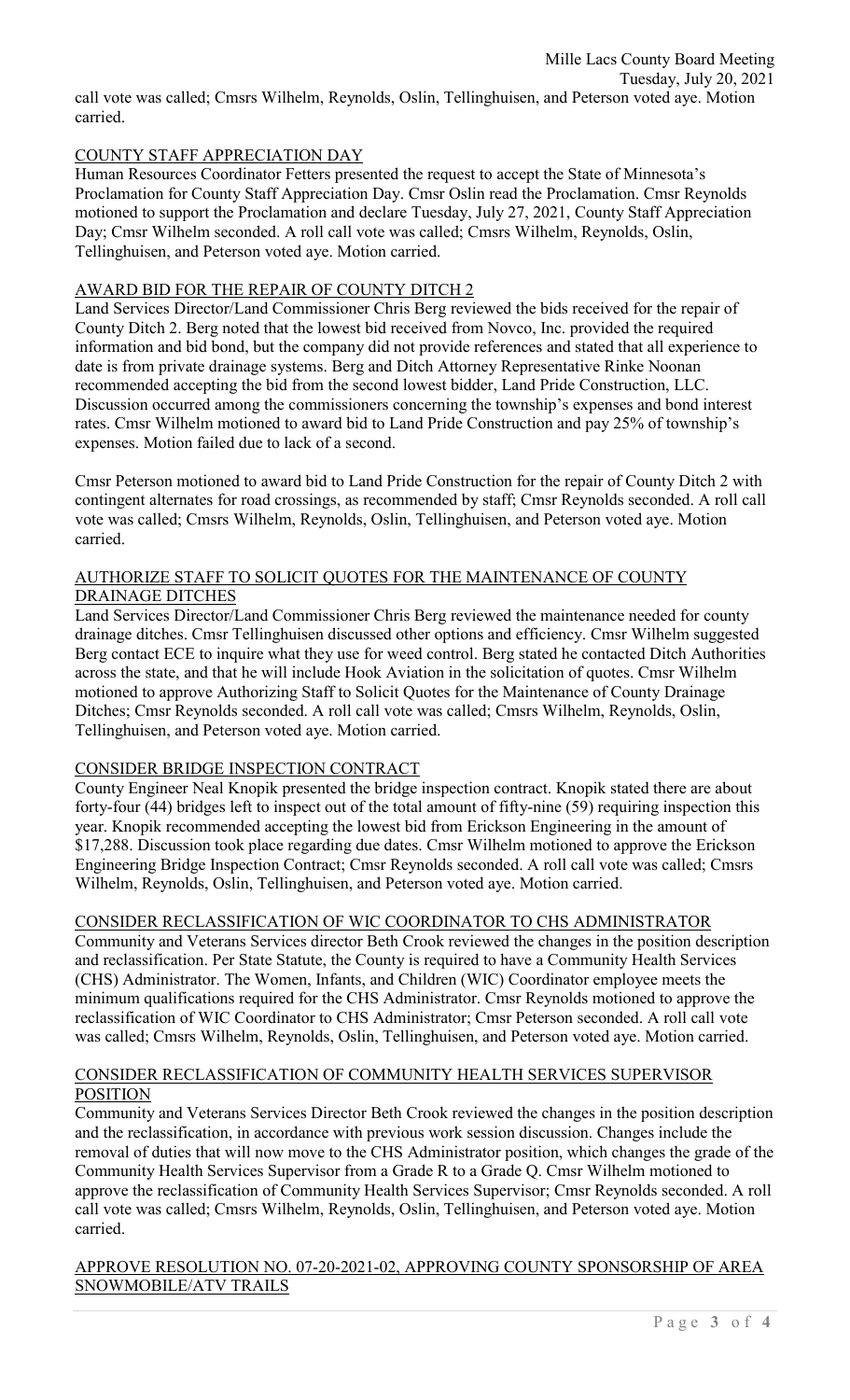call vote was called; Cmsrs Wilhelm, Reynolds, Oslin, Tellinghuisen, and Peterson voted aye. Motion carried.

## COUNTY STAFF APPRECIATION DAY

Human Resources Coordinator Fetters presented the request to accept the State of Minnesota's Proclamation for County Staff Appreciation Day. Cmsr Oslin read the Proclamation. Cmsr Reynolds motioned to support the Proclamation and declare Tuesday, July 27, 2021, County Staff Appreciation Day; Cmsr Wilhelm seconded. A roll call vote was called; Cmsrs Wilhelm, Reynolds, Oslin, Tellinghuisen, and Peterson voted aye. Motion carried.

## AWARD BID FOR THE REPAIR OF COUNTY DITCH 2

Land Services Director/Land Commissioner Chris Berg reviewed the bids received for the repair of County Ditch 2. Berg noted that the lowest bid received from Novco, Inc. provided the required information and bid bond, but the company did not provide references and stated that all experience to date is from private drainage systems. Berg and Ditch Attorney Representative Rinke Noonan recommended accepting the bid from the second lowest bidder, Land Pride Construction, LLC. Discussion occurred among the commissioners concerning the township's expenses and bond interest rates. Cmsr Wilhelm motioned to award bid to Land Pride Construction and pay 25% of township's expenses. Motion failed due to lack of a second.

Cmsr Peterson motioned to award bid to Land Pride Construction for the repair of County Ditch 2 with contingent alternates for road crossings, as recommended by staff; Cmsr Reynolds seconded. A roll call vote was called; Cmsrs Wilhelm, Reynolds, Oslin, Tellinghuisen, and Peterson voted aye. Motion carried.

## AUTHORIZE STAFF TO SOLICIT QUOTES FOR THE MAINTENANCE OF COUNTY DRAINAGE DITCHES

Land Services Director/Land Commissioner Chris Berg reviewed the maintenance needed for county drainage ditches. Cmsr Tellinghuisen discussed other options and efficiency. Cmsr Wilhelm suggested Berg contact ECE to inquire what they use for weed control. Berg stated he contacted Ditch Authorities across the state, and that he will include Hook Aviation in the solicitation of quotes. Cmsr Wilhelm motioned to approve Authorizing Staff to Solicit Quotes for the Maintenance of County Drainage Ditches; Cmsr Reynolds seconded. A roll call vote was called; Cmsrs Wilhelm, Reynolds, Oslin, Tellinghuisen, and Peterson voted aye. Motion carried.

## CONSIDER BRIDGE INSPECTION CONTRACT

County Engineer Neal Knopik presented the bridge inspection contract. Knopik stated there are about forty-four (44) bridges left to inspect out of the total amount of fifty-nine (59) requiring inspection this year. Knopik recommended accepting the lowest bid from Erickson Engineering in the amount of $17,288. Discussion took place regarding due dates. Cmsr Wilhelm motioned to approve the Erickson Engineering Bridge Inspection Contract; Cmsr Reynolds seconded. A roll call vote was called; Cmsrs Wilhelm, Reynolds, Oslin, Tellinghuisen, and Peterson voted aye. Motion carried.

## CONSIDER RECLASSIFICATION OF WIC COORDINATOR TO CHS ADMINISTRATOR

Community and Veterans Services director Beth Crook reviewed the changes in the position description and reclassification. Per State Statute, the County is required to have a Community Health Services (CHS) Administrator. The Women, Infants, and Children (WIC) Coordinator employee meets the minimum qualifications required for the CHS Administrator. Cmsr Reynolds motioned to approve the reclassification of WIC Coordinator to CHS Administrator; Cmsr Peterson seconded. A roll call vote was called; Cmsrs Wilhelm, Reynolds, Oslin, Tellinghuisen, and Peterson voted aye. Motion carried.

## CONSIDER RECLASSIFICATION OF COMMUNITY HEALTH SERVICES SUPERVISOR POSITION

Community and Veterans Services Director Beth Crook reviewed the changes in the position description and the reclassification, in accordance with previous work session discussion. Changes include the removal of duties that will now move to the CHS Administrator position, which changes the grade of the Community Health Services Supervisor from a Grade R to a Grade Q. Cmsr Wilhelm motioned to approve the reclassification of Community Health Services Supervisor; Cmsr Reynolds seconded. A roll call vote was called; Cmsrs Wilhelm, Reynolds, Oslin, Tellinghuisen, and Peterson voted aye. Motion carried.

## APPROVE RESOLUTION NO. 07-20-2021-02, APPROVING COUNTY SPONSORSHIP OF AREA SNOWMOBILE/ATV TRAILS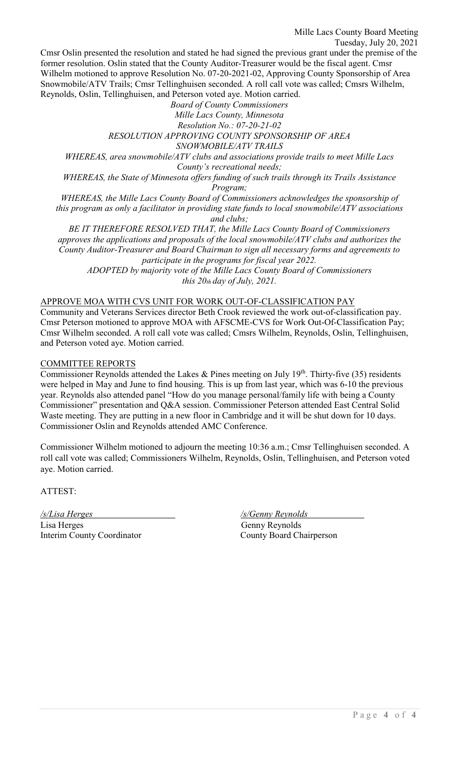Cmsr Oslin presented the resolution and stated he had signed the previous grant under the premise of the former resolution. Oslin stated that the County Auditor-Treasurer would be the fiscal agent. Cmsr Wilhelm motioned to approve Resolution No. 07-20-2021-02, Approving County Sponsorship of Area Snowmobile/ATV Trails; Cmsr Tellinghuisen seconded. A roll call vote was called; Cmsrs Wilhelm, Reynolds, Oslin, Tellinghuisen, and Peterson voted aye. Motion carried.

*Board of County Commissioners*
*Mille Lacs County, Minnesota*
*Resolution No.: 07-20-21-02*
*RESOLUTION APPROVING COUNTY SPONSORSHIP OF AREA SNOWMOBILE/ATV TRAILS*

*WHEREAS, area snowmobile/ATV clubs and associations provide trails to meet Mille Lacs County's recreational needs;*

*WHEREAS, the State of Minnesota offers funding of such trails through its Trails Assistance Program;*

*WHEREAS, the Mille Lacs County Board of Commissioners acknowledges the sponsorship of this program as only a facilitator in providing state funds to local snowmobile/ATV associations and clubs;*

*BE IT THEREFORE RESOLVED THAT, the Mille Lacs County Board of Commissioners approves the applications and proposals of the local snowmobile/ATV clubs and authorizes the County Auditor-Treasurer and Board Chairman to sign all necessary forms and agreements to participate in the programs for fiscal year 2022.*

*ADOPTED by majority vote of the Mille Lacs County Board of Commissioners this 20th day of July, 2021.*

APPROVE MOA WITH CVS UNIT FOR WORK OUT-OF-CLASSIFICATION PAY

Community and Veterans Services director Beth Crook reviewed the work out-of-classification pay. Cmsr Peterson motioned to approve MOA with AFSCME-CVS for Work Out-Of-Classification Pay; Cmsr Wilhelm seconded. A roll call vote was called; Cmsrs Wilhelm, Reynolds, Oslin, Tellinghuisen, and Peterson voted aye. Motion carried.

COMMITTEE REPORTS

Commissioner Reynolds attended the Lakes & Pines meeting on July 19th. Thirty-five (35) residents were helped in May and June to find housing. This is up from last year, which was 6-10 the previous year. Reynolds also attended panel "How do you manage personal/family life with being a County Commissioner" presentation and Q&A session. Commissioner Peterson attended East Central Solid Waste meeting. They are putting in a new floor in Cambridge and it will be shut down for 10 days. Commissioner Oslin and Reynolds attended AMC Conference.

Commissioner Wilhelm motioned to adjourn the meeting 10:36 a.m.; Cmsr Tellinghuisen seconded. A roll call vote was called; Commissioners Wilhelm, Reynolds, Oslin, Tellinghuisen, and Peterson voted aye. Motion carried.

ATTEST:

*/s/Lisa Herges*
Lisa Herges
Interim County Coordinator

*/s/Genny Reynolds*
Genny Reynolds
County Board Chairperson